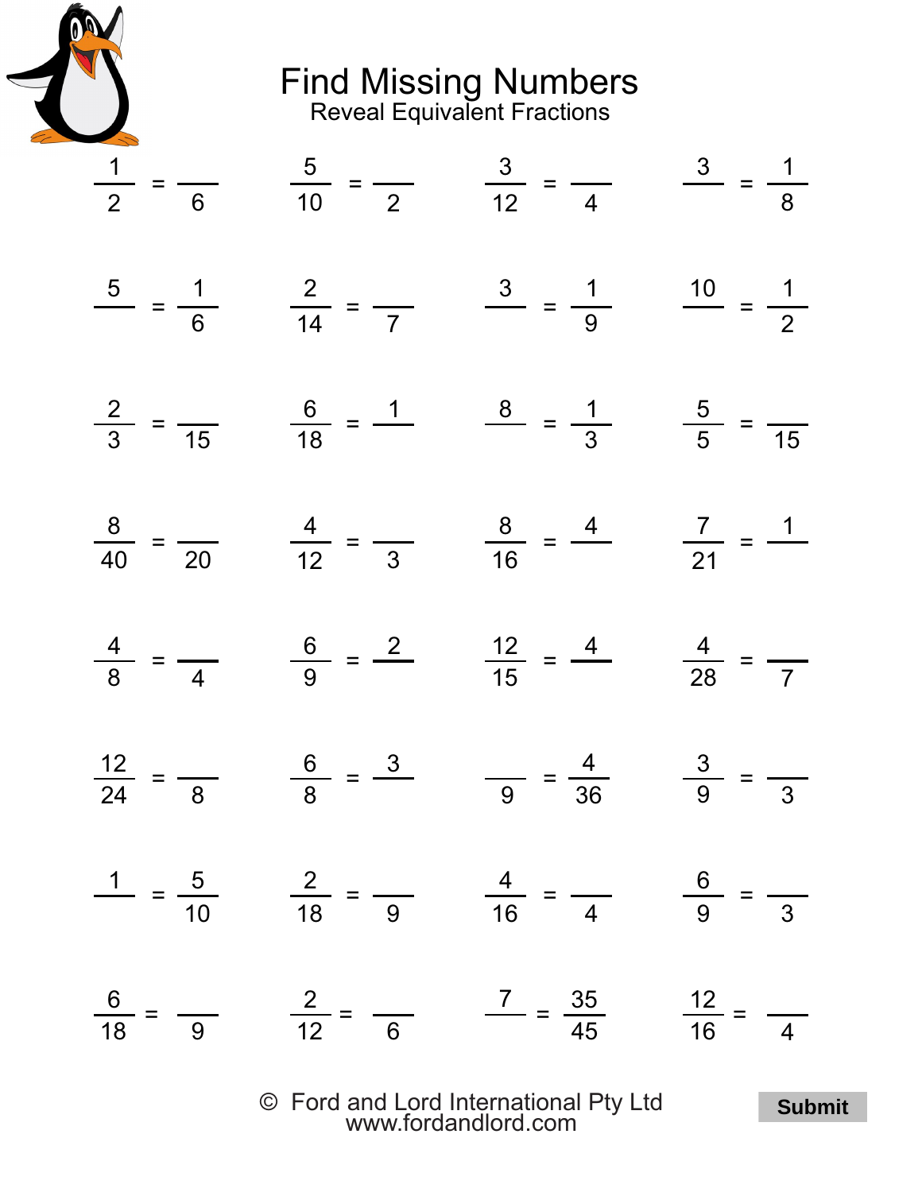# Find Missing Numbers

## Reveal Equivalent Fractions

| | | | |
|---|---|---|---|
| $\frac{1}{2} = \frac{\phantom{0}}{6}$ | $\frac{5}{10} = \frac{\phantom{0}}{2}$ | $\frac{3}{12} = \frac{\phantom{0}}{4}$ | $\frac{3}{\phantom{0}} = \frac{1}{8}$ |
| $\frac{5}{\phantom{0}} = \frac{1}{6}$ | $\frac{2}{14} = \frac{\phantom{0}}{7}$ | $\frac{3}{\phantom{0}} = \frac{1}{9}$ | $\frac{10}{\phantom{0}} = \frac{1}{2}$ |
| $\frac{2}{3} = \frac{\phantom{0}}{15}$ | $\frac{6}{18} = \frac{1}{\phantom{0}}$ | $\frac{8}{\phantom{0}} = \frac{1}{3}$ | $\frac{5}{5} = \frac{\phantom{0}}{15}$ |
| $\frac{8}{40} = \frac{\phantom{0}}{20}$ | $\frac{4}{12} = \frac{\phantom{0}}{3}$ | $\frac{8}{16} = \frac{4}{\phantom{0}}$ | $\frac{7}{21} = \frac{1}{\phantom{0}}$ |
| $\frac{4}{8} = \frac{\phantom{0}}{4}$ | $\frac{6}{9} = \frac{2}{\phantom{0}}$ | $\frac{12}{15} = \frac{4}{\phantom{0}}$ | $\frac{4}{28} = \frac{\phantom{0}}{7}$ |
| $\frac{12}{24} = \frac{\phantom{0}}{8}$ | $\frac{6}{8} = \frac{3}{\phantom{0}}$ | $\frac{\phantom{0}}{9} = \frac{4}{36}$ | $\frac{3}{9} = \frac{\phantom{0}}{3}$ |
| $\frac{1}{\phantom{0}} = \frac{5}{10}$ | $\frac{2}{18} = \frac{\phantom{0}}{9}$ | $\frac{4}{16} = \frac{\phantom{0}}{4}$ | $\frac{6}{9} = \frac{\phantom{0}}{3}$ |
| $\frac{6}{18} = \frac{\phantom{0}}{9}$ | $\frac{2}{12} = \frac{\phantom{0}}{6}$ | $\frac{7}{\phantom{0}} = \frac{35}{45}$ | $\frac{12}{16} = \frac{\phantom{0}}{4}$ |

© Ford and Lord International Pty Ltd
www.fordandlord.com

**Submit**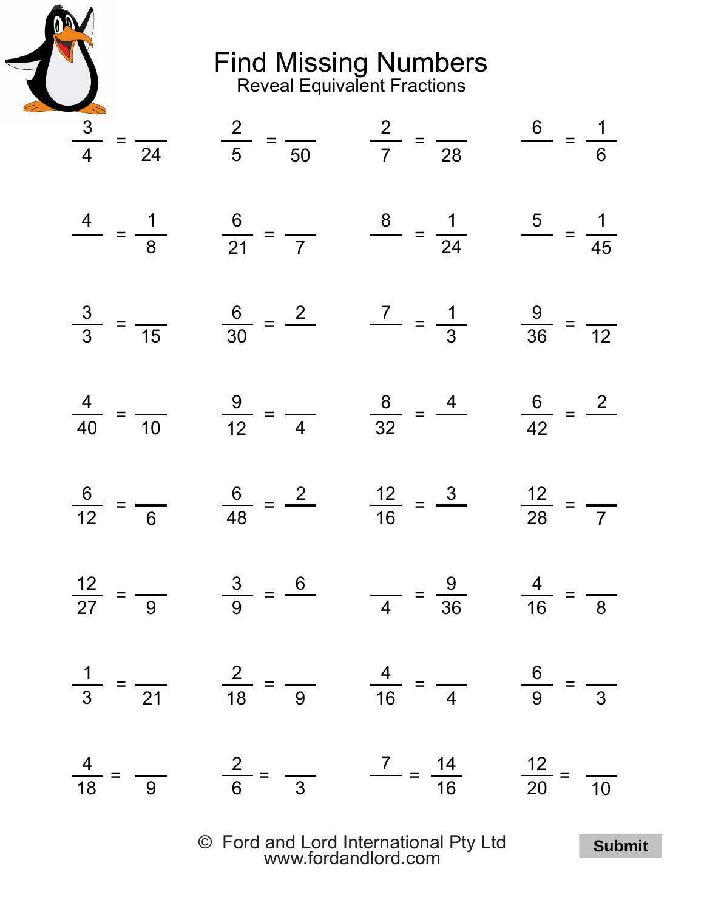# Find Missing Numbers

## Reveal Equivalent Fractions

| | | | |
|---|---|---|---|
| $\frac{3}{4} = \frac{\ }{24}$ | $\frac{2}{5} = \frac{\ }{50}$ | $\frac{2}{7} = \frac{\ }{28}$ | $\frac{6}{\ } = \frac{1}{6}$ |
| $\frac{4}{\ } = \frac{1}{8}$ | $\frac{6}{21} = \frac{\ }{7}$ | $\frac{8}{\ } = \frac{1}{24}$ | $\frac{5}{\ } = \frac{1}{45}$ |
| $\frac{3}{3} = \frac{\ }{15}$ | $\frac{6}{30} = \frac{2}{\ }$ | $\frac{7}{\ } = \frac{1}{3}$ | $\frac{9}{36} = \frac{\ }{12}$ |
| $\frac{4}{40} = \frac{\ }{10}$ | $\frac{9}{12} = \frac{\ }{4}$ | $\frac{8}{32} = \frac{4}{\ }$ | $\frac{6}{42} = \frac{2}{\ }$ |
| $\frac{6}{12} = \frac{\ }{6}$ | $\frac{6}{48} = \frac{2}{\ }$ | $\frac{12}{16} = \frac{3}{\ }$ | $\frac{12}{28} = \frac{\ }{7}$ |
| $\frac{12}{27} = \frac{\ }{9}$ | $\frac{3}{9} = \frac{6}{\ }$ | $\frac{\ }{4} = \frac{9}{36}$ | $\frac{4}{16} = \frac{\ }{8}$ |
| $\frac{1}{3} = \frac{\ }{21}$ | $\frac{2}{18} = \frac{\ }{9}$ | $\frac{4}{16} = \frac{\ }{4}$ | $\frac{6}{9} = \frac{\ }{3}$ |
| $\frac{4}{18} = \frac{\ }{9}$ | $\frac{2}{6} = \frac{\ }{3}$ | $\frac{7}{\ } = \frac{14}{16}$ | $\frac{12}{20} = \frac{\ }{10}$ |

© Ford and Lord International Pty Ltd
www.fordandlord.com

**Submit**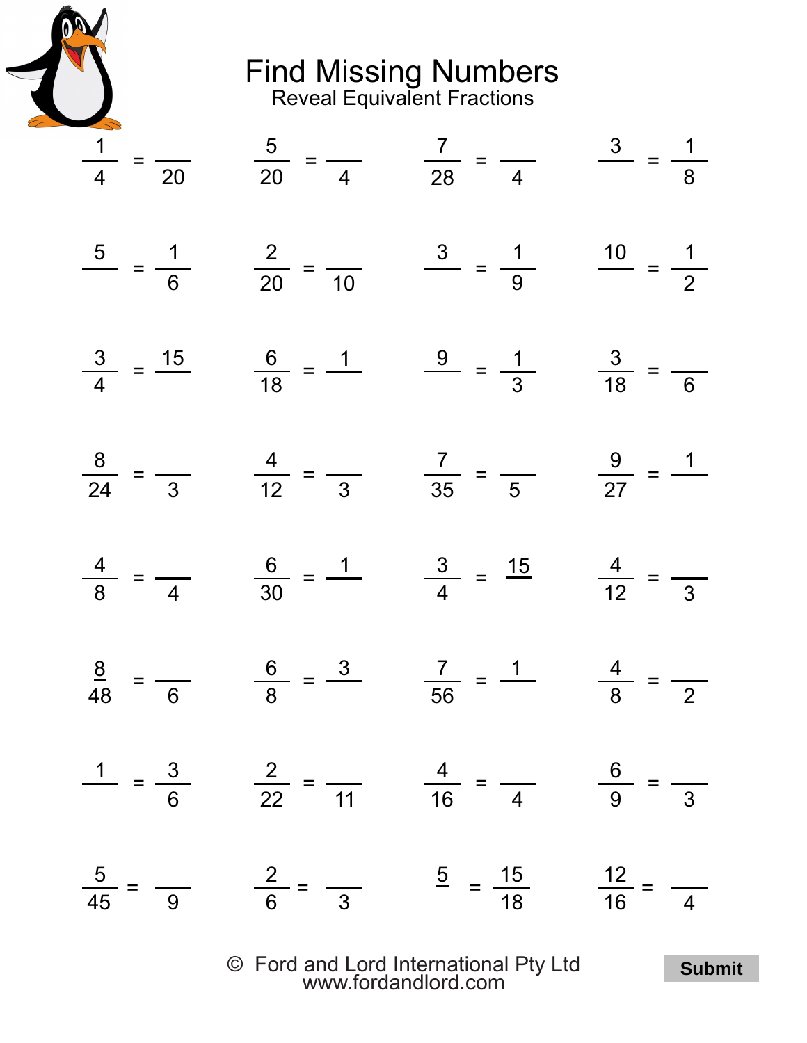# Find Missing Numbers

## Reveal Equivalent Fractions

$\frac{1}{4} = \frac{\quad}{20}$ $\frac{5}{20} = \frac{\quad}{4}$ $\frac{7}{28} = \frac{\quad}{4}$ $\frac{3}{\quad} = \frac{1}{8}$

$\frac{5}{\quad} = \frac{1}{6}$ $\frac{2}{20} = \frac{\quad}{10}$ $\frac{3}{\quad} = \frac{1}{9}$ $\frac{10}{\quad} = \frac{1}{2}$

$\frac{3}{4} = \frac{15}{\quad}$ $\frac{6}{18} = \frac{1}{\quad}$ $\frac{9}{\quad} = \frac{1}{3}$ $\frac{3}{18} = \frac{\quad}{6}$

$\frac{8}{24} = \frac{\quad}{3}$ $\frac{4}{12} = \frac{\quad}{3}$ $\frac{7}{35} = \frac{\quad}{5}$ $\frac{9}{27} = \frac{1}{\quad}$

$\frac{4}{8} = \frac{\quad}{4}$ $\frac{6}{30} = \frac{1}{\quad}$ $\frac{3}{4} = \frac{15}{\quad}$ $\frac{4}{12} = \frac{\quad}{3}$

$\frac{8}{48} = \frac{\quad}{6}$ $\frac{6}{8} = \frac{3}{\quad}$ $\frac{7}{56} = \frac{1}{\quad}$ $\frac{4}{8} = \frac{\quad}{2}$

$\frac{1}{\quad} = \frac{3}{6}$ $\frac{2}{22} = \frac{\quad}{11}$ $\frac{4}{16} = \frac{\quad}{4}$ $\frac{6}{9} = \frac{\quad}{3}$

$\frac{5}{45} = \frac{\quad}{9}$ $\frac{2}{6} = \frac{\quad}{3}$ $\frac{5}{\quad} = \frac{15}{18}$ $\frac{12}{16} = \frac{\quad}{4}$

© Ford and Lord International Pty Ltd
www.fordandlord.com

**Submit**